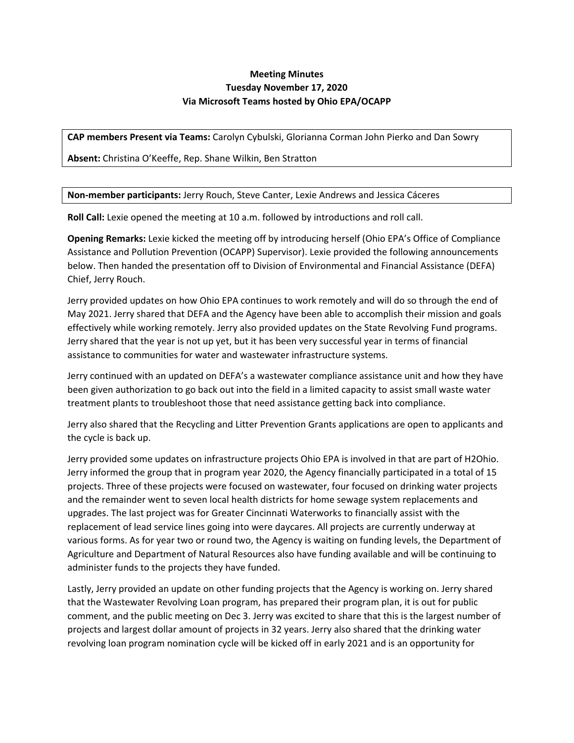**Meeting Minutes**
**Tuesday November 17, 2020**
**Via Microsoft Teams hosted by Ohio EPA/OCAPP**

**CAP members Present via Teams:** Carolyn Cybulski, Glorianna Corman John Pierko and Dan Sowry

**Absent:** Christina O'Keeffe, Rep. Shane Wilkin, Ben Stratton

**Non-member participants:** Jerry Rouch, Steve Canter, Lexie Andrews and Jessica Cáceres

**Roll Call:** Lexie opened the meeting at 10 a.m. followed by introductions and roll call.

**Opening Remarks:** Lexie kicked the meeting off by introducing herself (Ohio EPA's Office of Compliance Assistance and Pollution Prevention (OCAPP) Supervisor). Lexie provided the following announcements below. Then handed the presentation off to Division of Environmental and Financial Assistance (DEFA) Chief, Jerry Rouch.

Jerry provided updates on how Ohio EPA continues to work remotely and will do so through the end of May 2021. Jerry shared that DEFA and the Agency have been able to accomplish their mission and goals effectively while working remotely. Jerry also provided updates on the State Revolving Fund programs. Jerry shared that the year is not up yet, but it has been very successful year in terms of financial assistance to communities for water and wastewater infrastructure systems.

Jerry continued with an updated on DEFA's a wastewater compliance assistance unit and how they have been given authorization to go back out into the field in a limited capacity to assist small waste water treatment plants to troubleshoot those that need assistance getting back into compliance.

Jerry also shared that the Recycling and Litter Prevention Grants applications are open to applicants and the cycle is back up.

Jerry provided some updates on infrastructure projects Ohio EPA is involved in that are part of H2Ohio. Jerry informed the group that in program year 2020, the Agency financially participated in a total of 15 projects. Three of these projects were focused on wastewater, four focused on drinking water projects and the remainder went to seven local health districts for home sewage system replacements and upgrades. The last project was for Greater Cincinnati Waterworks to financially assist with the replacement of lead service lines going into were daycares. All projects are currently underway at various forms. As for year two or round two, the Agency is waiting on funding levels, the Department of Agriculture and Department of Natural Resources also have funding available and will be continuing to administer funds to the projects they have funded.

Lastly, Jerry provided an update on other funding projects that the Agency is working on. Jerry shared that the Wastewater Revolving Loan program, has prepared their program plan, it is out for public comment, and the public meeting on Dec 3. Jerry was excited to share that this is the largest number of projects and largest dollar amount of projects in 32 years. Jerry also shared that the drinking water revolving loan program nomination cycle will be kicked off in early 2021 and is an opportunity for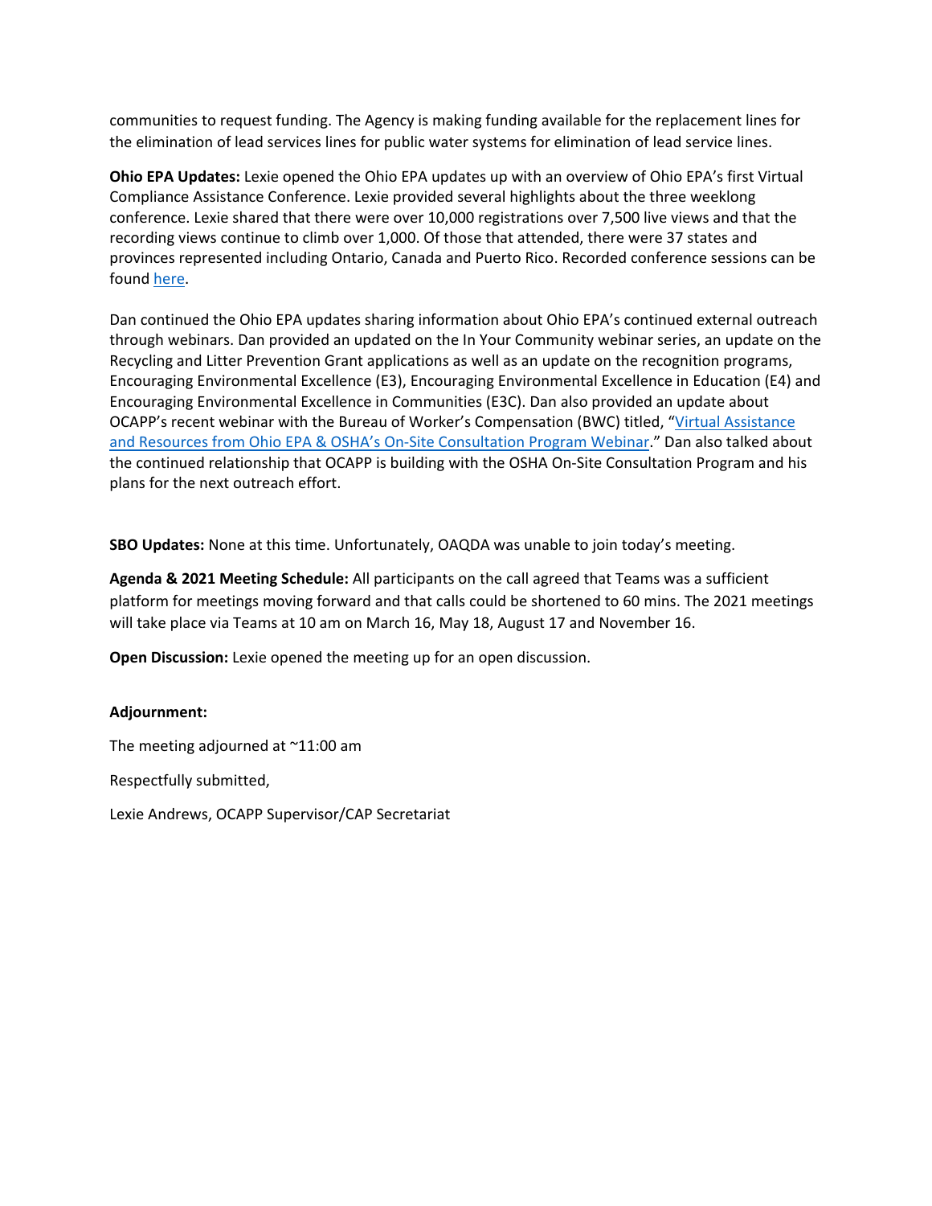communities to request funding. The Agency is making funding available for the replacement lines for the elimination of lead services lines for public water systems for elimination of lead service lines.

**Ohio EPA Updates:** Lexie opened the Ohio EPA updates up with an overview of Ohio EPA's first Virtual Compliance Assistance Conference. Lexie provided several highlights about the three weeklong conference. Lexie shared that there were over 10,000 registrations over 7,500 live views and that the recording views continue to climb over 1,000. Of those that attended, there were 37 states and provinces represented including Ontario, Canada and Puerto Rico. Recorded conference sessions can be found here.

Dan continued the Ohio EPA updates sharing information about Ohio EPA's continued external outreach through webinars. Dan provided an updated on the In Your Community webinar series, an update on the Recycling and Litter Prevention Grant applications as well as an update on the recognition programs, Encouraging Environmental Excellence (E3), Encouraging Environmental Excellence in Education (E4) and Encouraging Environmental Excellence in Communities (E3C). Dan also provided an update about OCAPP's recent webinar with the Bureau of Worker's Compensation (BWC) titled, "Virtual Assistance and Resources from Ohio EPA & OSHA's On-Site Consultation Program Webinar." Dan also talked about the continued relationship that OCAPP is building with the OSHA On-Site Consultation Program and his plans for the next outreach effort.

**SBO Updates:** None at this time. Unfortunately, OAQDA was unable to join today's meeting.

**Agenda & 2021 Meeting Schedule:** All participants on the call agreed that Teams was a sufficient platform for meetings moving forward and that calls could be shortened to 60 mins. The 2021 meetings will take place via Teams at 10 am on March 16, May 18, August 17 and November 16.

**Open Discussion:** Lexie opened the meeting up for an open discussion.

**Adjournment:**

The meeting adjourned at ~11:00 am

Respectfully submitted,

Lexie Andrews, OCAPP Supervisor/CAP Secretariat